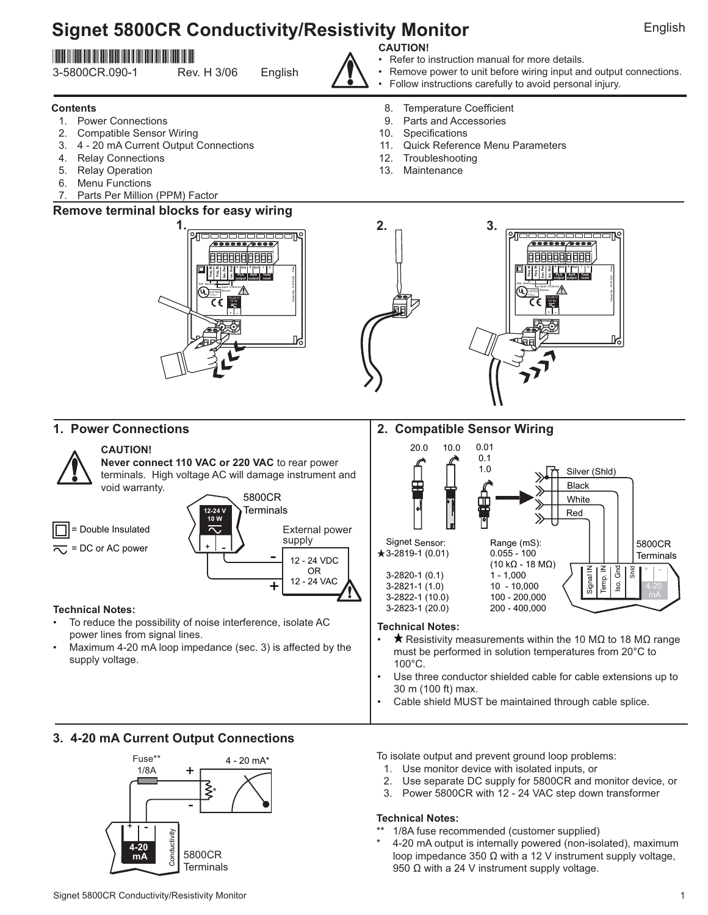# Signet 5800CR Conductivity/Resistivity Monitor

English

3-5800CR.090-1 Rev. H 3/06 English

**CAUTION!**

- Refer to instruction manual for more details.
- Remove power to unit before wiring input and output connections.
- Follow instructions carefully to avoid personal injury.

**Contents**

1. Power Connections
2. Compatible Sensor Wiring
3. 4 - 20 mA Current Output Connections
4. Relay Connections
5. Relay Operation
6. Menu Functions
7. Parts Per Million (PPM) Factor
8. Temperature Coefficient
9. Parts and Accessories
10. Specifications
11. Quick Reference Menu Parameters
12. Troubleshooting
13. Maintenance

## Remove terminal blocks for easy wiring

1. 2. 3.

## 1. Power Connections

**CAUTION!**
**Never connect 110 VAC or 220 VAC** to rear power terminals. High voltage AC will damage instrument and void warranty.

☐ = Double Insulated

∿ = DC or AC power

5800CR Terminals: 12-24 V 10 W, + −

External power supply: 12 - 24 VDC OR 12 - 24 VAC

**Technical Notes:**

- To reduce the possibility of noise interference, isolate AC power lines from signal lines.
- Maximum 4-20 mA loop impedance (sec. 3) is affected by the supply voltage.

## 2. Compatible Sensor Wiring

20.0 10.0 0.01 0.1 1.0

Silver (Shld), Black, White, Red

| Signet Sensor: | Range (mS): |
|---|---|
| ★3-2819-1 (0.01) | 0.055 - 100 (10 kΩ - 18 MΩ) |
| 3-2820-1 (0.1) | 1 - 1,000 |
| 3-2821-1 (1.0) | 10 - 10,000 |
| 3-2822-1 (10.0) | 100 - 200,000 |
| 3-2823-1 (20.0) | 200 - 400,000 |

5800CR Terminals: Signal IN, Temp. IN, Iso. Gnd, Shld, + − 4-20 mA

**Technical Notes:**

- ★ Resistivity measurements within the 10 MΩ to 18 MΩ range must be performed in solution temperatures from 20°C to 100°C.
- Use three conductor shielded cable for cable extensions up to 30 m (100 ft) max.
- Cable shield MUST be maintained through cable splice.

## 3. 4-20 mA Current Output Connections

Fuse** 1/8A, 4 - 20 mA*, 5800CR Terminals

To isolate output and prevent ground loop problems:

1. Use monitor device with isolated inputs, or
2. Use separate DC supply for 5800CR and monitor device, or
3. Power 5800CR with 12 - 24 VAC step down transformer

**Technical Notes:**

** 1/8A fuse recommended (customer supplied)

\* 4-20 mA output is internally powered (non-isolated), maximum loop impedance 350 Ω with a 12 V instrument supply voltage, 950 Ω with a 24 V instrument supply voltage.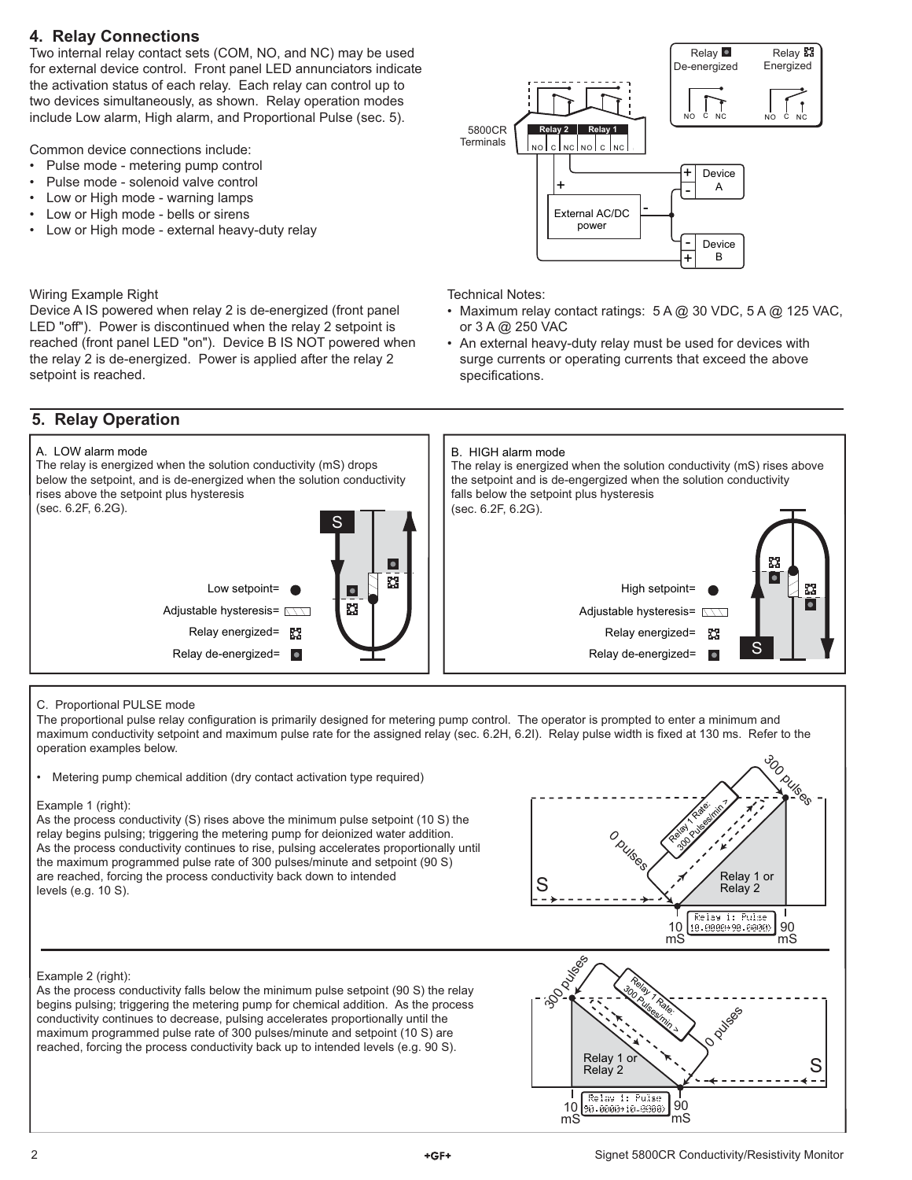## 4. Relay Connections

Two internal relay contact sets (COM, NO, and NC) may be used for external device control. Front panel LED annunciators indicate the activation status of each relay. Each relay can control up to two devices simultaneously, as shown. Relay operation modes include Low alarm, High alarm, and Proportional Pulse (sec. 5).

Common device connections include:

- Pulse mode - metering pump control
- Pulse mode - solenoid valve control
- Low or High mode - warning lamps
- Low or High mode - bells or sirens
- Low or High mode - external heavy-duty relay

Wiring Example Right

Device A IS powered when relay 2 is de-energized (front panel LED "off"). Power is discontinued when the relay 2 setpoint is reached (front panel LED "on"). Device B IS NOT powered when the relay 2 is de-energized. Power is applied after the relay 2 setpoint is reached.

Technical Notes:

- Maximum relay contact ratings: 5 A @ 30 VDC, 5 A @ 125 VAC, or 3 A @ 250 VAC
- An external heavy-duty relay must be used for devices with surge currents or operating currents that exceed the above specifications.

## 5. Relay Operation

A. LOW alarm mode

The relay is energized when the solution conductivity (mS) drops below the setpoint, and is de-energized when the solution conductivity rises above the setpoint plus hysteresis (sec. 6.2F, 6.2G).

B. HIGH alarm mode

The relay is energized when the solution conductivity (mS) rises above the setpoint and is de-engergized when the solution conductivity falls below the setpoint plus hysteresis (sec. 6.2F, 6.2G).

C. Proportional PULSE mode

The proportional pulse relay configuration is primarily designed for metering pump control. The operator is prompted to enter a minimum and maximum conductivity setpoint and maximum pulse rate for the assigned relay (sec. 6.2H, 6.2I). Relay pulse width is fixed at 130 ms. Refer to the operation examples below.

- Metering pump chemical addition (dry contact activation type required)

Example 1 (right):

As the process conductivity (S) rises above the minimum pulse setpoint (10 S) the relay begins pulsing; triggering the metering pump for deionized water addition. As the process conductivity continues to rise, pulsing accelerates proportionally until the maximum programmed pulse rate of 300 pulses/minute and setpoint (90 S) are reached, forcing the process conductivity back down to intended levels (e.g. 10 S).

Example 2 (right):

As the process conductivity falls below the minimum pulse setpoint (90 S) the relay begins pulsing; triggering the metering pump for chemical addition. As the process conductivity continues to decrease, pulsing accelerates proportionally until the maximum programmed pulse rate of 300 pulses/minute and setpoint (10 S) are reached, forcing the process conductivity back up to intended levels (e.g. 90 S).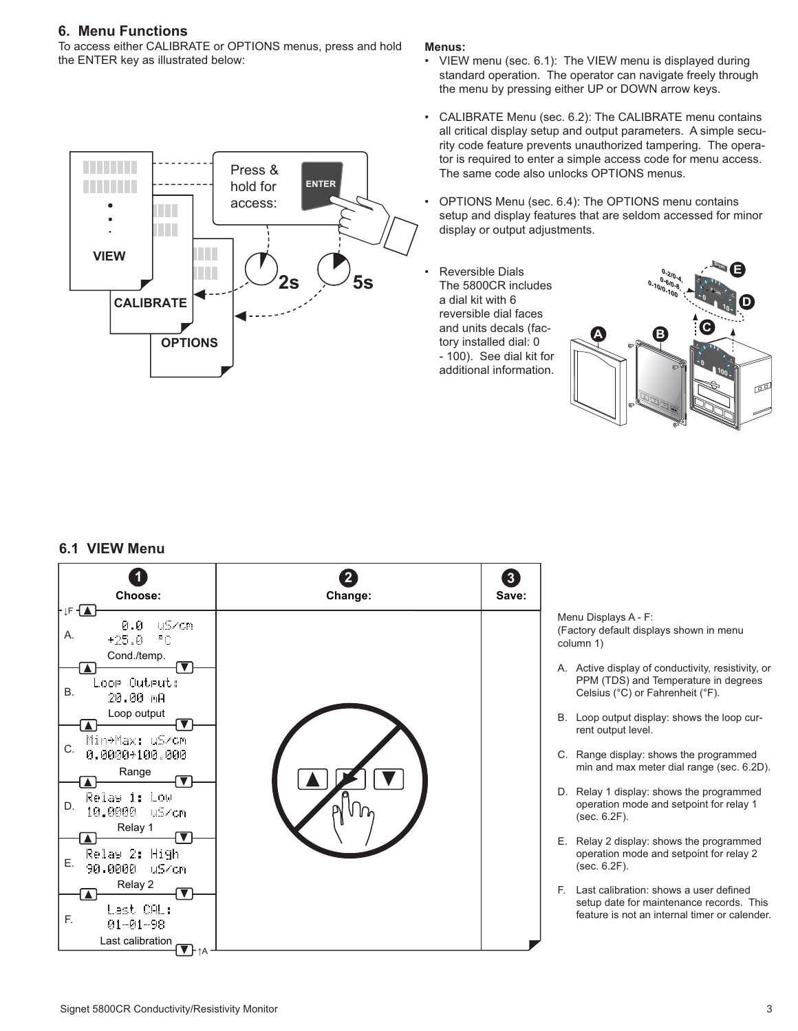## 6. Menu Functions

To access either CALIBRATE or OPTIONS menus, press and hold the ENTER key as illustrated below:

VIEW

CALIBRATE

OPTIONS

Press & hold for access:

ENTER

2s

5s

**Menus:**

- VIEW menu (sec. 6.1): The VIEW menu is displayed during standard operation. The operator can navigate freely through the menu by pressing either UP or DOWN arrow keys.
- CALIBRATE Menu (sec. 6.2): The CALIBRATE menu contains all critical display setup and output parameters. A simple security code feature prevents unauthorized tampering. The operator is required to enter a simple access code for menu access. The same code also unlocks OPTIONS menus.
- OPTIONS Menu (sec. 6.4): The OPTIONS menu contains setup and display features that are seldom accessed for minor display or output adjustments.
- Reversible Dials
  The 5800CR includes a dial kit with 6 reversible dial faces and units decals (factory installed dial: 0 - 100). See dial kit for additional information.

## 6.1 VIEW Menu

| 1 Choose: | 2 Change: | 3 Save: |
|---|---|---|
| A. 0.0 uS/cm +25.0 °C — Cond./temp. | | |
| B. Loop Output: 20.00 mA — Loop output | | |
| C. Min↔Max: uS/cm 0.0000↔100.000 — Range | | |
| D. Relay 1: Low 10.0000 uS/cm — Relay 1 | | |
| E. Relay 2: High 90.0000 uS/cm — Relay 2 | | |
| F. Last CAL: 01-01-98 — Last calibration | | |

Menu Displays A - F:
(Factory default displays shown in menu column 1)

A. Active display of conductivity, resistivity, or PPM (TDS) and Temperature in degrees Celsius (°C) or Fahrenheit (°F).

B. Loop output display: shows the loop current output level.

C. Range display: shows the programmed min and max meter dial range (sec. 6.2D).

D. Relay 1 display: shows the programmed operation mode and setpoint for relay 1 (sec. 6.2F).

E. Relay 2 display: shows the programmed operation mode and setpoint for relay 2 (sec. 6.2F).

F. Last calibration: shows a user defined setup date for maintenance records. This feature is not an internal timer or calender.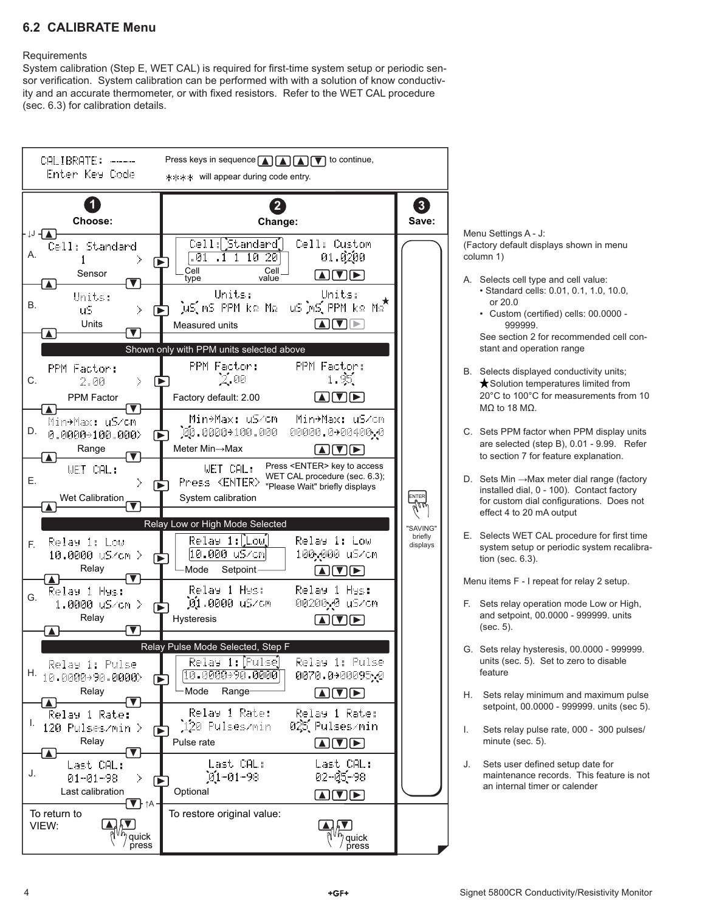## 6.2 CALIBRATE Menu

Requirements
System calibration (Step E, WET CAL) is required for first-time system setup or periodic sensor verification. System calibration can be performed with with a solution of know conductivity and an accurate thermometer, or with fixed resistors. Refer to the WET CAL procedure (sec. 6.3) for calibration details.

CALIBRATE: ----
Enter Key Code

Press keys in sequence ▲ ▲ ▲ ▼ to continue,
**** will appear during code entry.

| 1 Choose: | 2 Change: | 3 Save: |
|---|---|---|
| A. Cell: Standard 1 > — Sensor | Cell: Standard / .01 .1 1 10 20 (Cell type, Cell value) — Cell: Custom 01.0200 ▲▼▶ | |
| B. Units: uS > — Units | Units: uS mS PPM kΩ MΩ — Units: uS mS PPM kΩ MΩ★ ▲▼▶ — Measured units | |
| *Shown only with PPM units selected above* | | |
| C. PPM Factor: 2.00 > — PPM Factor | PPM Factor: 2.00 — PPM Factor: 1.95 ▲▼▶ — Factory default: 2.00 | |
| D. Min→Max: uS/cm 0.0000→100.000> — Range | Min→Max: uS/cm 00.0000→100.000 — Min→Max: uS/cm 00000.0→00400.0 ▲▼▶ — Meter Min→Max | |
| E. WET CAL: > — Wet Calibration | WET CAL: Press <ENTER> — Press <ENTER> key to access WET CAL procedure (sec. 6.3); "Please Wait" briefly displays — System calibration | ENTER "SAVING" briefly displays |
| *Relay Low or High Mode Selected* | | |
| F. Relay 1: Low 10.0000 uS/cm > — Relay | Relay 1: Low / 10.000 uS/cm (Mode, Setpoint) — Relay 1: Low 100.000 uS/cm ▲▼▶ | |
| G. Relay 1 Hys: 1.0000 uS/cm > — Relay | Relay 1 Hys: 01.0000 uS/cm — Relay 1 Hys: 00200.0 uS/cm ▲▼▶ — Hysteresis | |
| *Relay Pulse Mode Selected, Step F* | | |
| H. Relay 1: Pulse 10.0000→90.0000> — Relay | Relay 1: Pulse / 10.0000→90.0000 (Mode, Range) — Relay 1: Pulse 0070.0→00095.0 ▲▼▶ | |
| I. Relay 1 Rate: 120 Pulses/min > — Relay | Relay 1 Rate: 120 Pulses/min — Relay 1 Rate: 025 Pulses/min ▲▼▶ — Pulse rate | |
| J. Last CAL: 01-01-98 > — Last calibration | Last CAL: 01-01-98 — Last CAL: 02-05-98 ▲▼▶ — Optional | |
| To return to VIEW: ▲▼ quick press | To restore original value: ▲▼ quick press | |

Menu Settings A - J:
(Factory default displays shown in menu column 1)

A. Selects cell type and cell value:
- Standard cells: 0.01, 0.1, 1.0, 10.0, or 20.0
- Custom (certified) cells: 00.0000 - 999999.

See section 2 for recommended cell constant and operation range

B. Selects displayed conductivity units; ★Solution temperatures limited from 20°C to 100°C for measurements from 10 MΩ to 18 MΩ.

C. Sets PPM factor when PPM display units are selected (step B), 0.01 - 9.99. Refer to section 7 for feature explanation.

D. Sets Min →Max meter dial range (factory installed dial, 0 - 100). Contact factory for custom dial configurations. Does not effect 4 to 20 mA output

E. Selects WET CAL procedure for first time system setup or periodic system recalibration (sec. 6.3).

Menu items F - I repeat for relay 2 setup.

F. Sets relay operation mode Low or High, and setpoint, 00.0000 - 999999. units (sec. 5).

G. Sets relay hysteresis, 00.0000 - 999999. units (sec. 5). Set to zero to disable feature

H. Sets relay minimum and maximum pulse setpoint, 00.0000 - 999999. units (sec 5).

I. Sets relay pulse rate, 000 - 300 pulses/minute (sec. 5).

J. Sets user defined setup date for maintenance records. This feature is not an internal timer or calender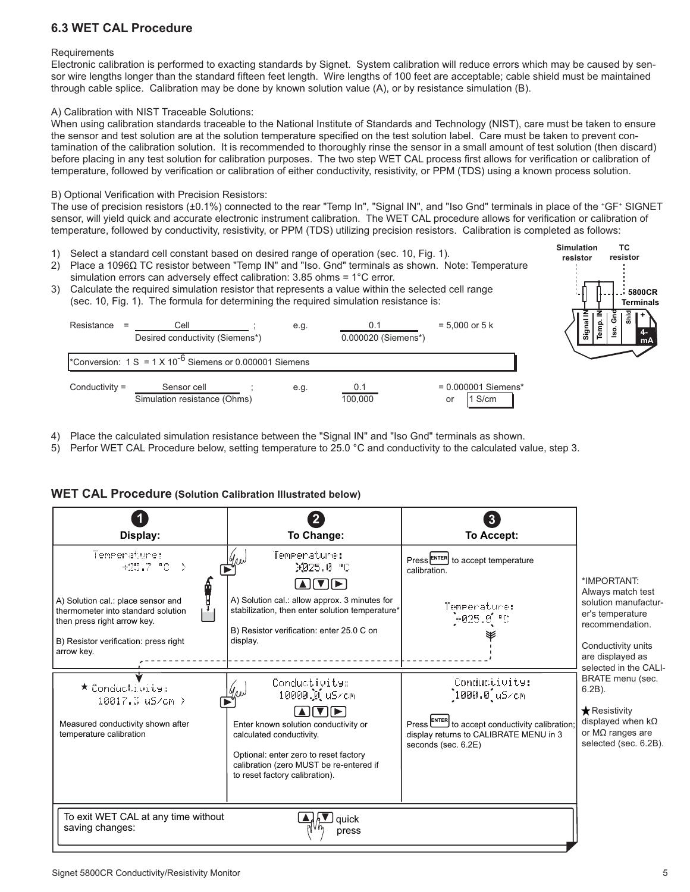### 6.3 WET CAL Procedure

Requirements

Electronic calibration is performed to exacting standards by Signet. System calibration will reduce errors which may be caused by sensor wire lengths longer than the standard fifteen feet length. Wire lengths of 100 feet are acceptable; cable shield must be maintained through cable splice. Calibration may be done by known solution value (A), or by resistance simulation (B).

A) Calibration with NIST Traceable Solutions:

When using calibration standards traceable to the National Institute of Standards and Technology (NIST), care must be taken to ensure the sensor and test solution are at the solution temperature specified on the test solution label. Care must be taken to prevent contamination of the calibration solution. It is recommended to thoroughly rinse the sensor in a small amount of test solution (then discard) before placing in any test solution for calibration purposes. The two step WET CAL process first allows for verification or calibration of temperature, followed by verification or calibration of either conductivity, resistivity, or PPM (TDS) using a known process solution.

B) Optional Verification with Precision Resistors:

The use of precision resistors (±0.1%) connected to the rear "Temp In", "Signal IN", and "Iso Gnd" terminals in place of the +GF+ SIGNET sensor, will yield quick and accurate electronic instrument calibration. The WET CAL procedure allows for verification or calibration of temperature, followed by conductivity, resistivity, or PPM (TDS) utilizing precision resistors. Calibration is completed as follows:

1) Select a standard cell constant based on desired range of operation (sec. 10, Fig. 1).
2) Place a 1096Ω TC resistor between "Temp IN" and "Iso. Gnd" terminals as shown. Note: Temperature simulation errors can adversely effect calibration: 3.85 ohms = 1°C error.
3) Calculate the required simulation resistor that represents a value within the selected cell range (sec. 10, Fig. 1). The formula for determining the required simulation resistance is:

$$\text{Resistance} = \frac{\text{Cell}}{\text{Desired conductivity (Siemens*)}}; \quad \text{e.g.} \quad \frac{0.1}{0.000020 \text{ (Siemens*)}} = 5{,}000 \text{ or } 5 \text{ k}$$

*Conversion: 1 S = 1 X $10^{-6}$ Siemens or 0.000001 Siemens

$$\text{Conductivity} = \frac{\text{Sensor cell}}{\text{Simulation resistance (Ohms)}}; \quad \text{e.g.} \quad \frac{0.1}{100{,}000} = 0.000001 \text{ Siemens* or } 1 \text{ S/cm}$$

Simulation resistor | TC resistor | 5800CR Terminals | Signal IN | Temp. IN | Iso. Gnd | Shld | + | 4-mA

4) Place the calculated simulation resistance between the "Signal IN" and "Iso Gnd" terminals as shown.
5) Perfor WET CAL Procedure below, setting temperature to 25.0 °C and conductivity to the calculated value, step 3.

### WET CAL Procedure (Solution Calibration Illustrated below)

| 1 Display: | 2 To Change: | 3 To Accept: |
|---|---|---|
| Temperature: +25.7 °C > <br><br> A) Solution cal.: place sensor and thermometer into standard solution then press right arrow key. <br><br> B) Resistor verification: press right arrow key. | Temperature: >025.0 °C <br> ▲ ▼ ▶ <br><br> A) Solution cal.: allow approx. 3 minutes for stabilization, then enter solution temperature* <br><br> B) Resistor verification: enter 25.0 C on display. | Press ENTER to accept temperature calibration. <br><br> Temperature: +025.0 °C |
| ★ Conductivity: 10017.3 uS/cm > <br><br> Measured conductivity shown after temperature calibration | Conductivity: 10000.0 uS/cm <br> ▲ ▼ ▶ <br><br> Enter known solution conductivity or calculated conductivity. <br><br> Optional: enter zero to reset factory calibration (zero MUST be re-entered if to reset factory calibration). | Conductivity: 1000.0 uS/cm <br><br> Press ENTER to accept conductivity calibration; display returns to CALIBRATE MENU in 3 seconds (sec. 6.2E) |
| To exit WET CAL at any time without saving changes: | ▲ ▼ quick press | |

*IMPORTANT: Always match test solution manufacturer's temperature recommendation.

Conductivity units are displayed as selected in the CALIBRATE menu (sec. 6.2B).

★ Resistivity displayed when kΩ or MΩ ranges are selected (sec. 6.2B).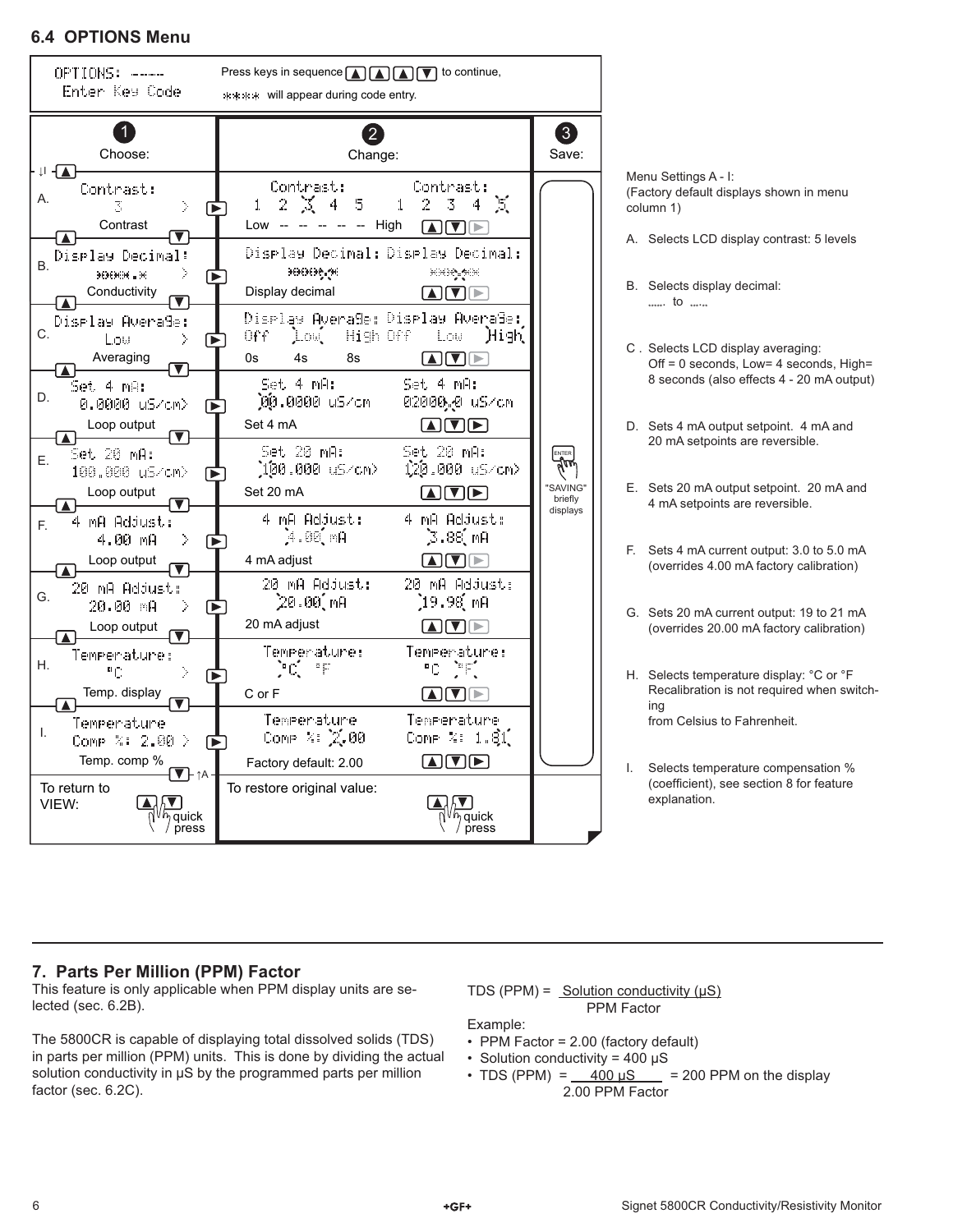## 6.4 OPTIONS Menu

OPTIONS: -----
Enter Key Code

Press keys in sequence ▲ ▲ ▲ ▼ to continue,
**** will appear during code entry.

| | 1 Choose: | 2 Change: | | 3 Save: |
|---|---|---|---|---|
| A. | Contrast: 3 — Contrast | Contrast: 1 2 3 4 5 — Low -- -- -- -- -- High | Contrast: 1 2 3 4 5 — ▲ ▼ ► | ENTER — "SAVING" briefly displays |
| B. | Display Decimal: ****.* — Conductivity | Display Decimal: ****.* — Display decimal | Display Decimal: ***.** — ▲ ▼ ► | |
| C. | Display Average: Low — Averaging | Display Average: Off Low High — 0s 4s 8s | Display Average: Off Low High — ▲ ▼ ► | |
| D. | Set 4 mA: 0.0000 uS/cm — Loop output | Set 4 mA: 00.0000 uS/cm — Set 4 mA | Set 4 mA: 02000.0 uS/cm — ▲ ▼ ► | |
| E. | Set 20 mA: 100.000 uS/cm — Loop output | Set 20 mA: 100.000 uS/cm — Set 20 mA | Set 20 mA: 120.000 uS/cm — ▲ ▼ ► | |
| F. | 4 mA Adjust: 4.00 mA — Loop output | 4 mA Adjust: 4.00 mA — 4 mA adjust | 4 mA Adjust: 3.88 mA — ▲ ▼ ► | |
| G. | 20 mA Adjust: 20.00 mA — Loop output | 20 mA Adjust: 20.00 mA — 20 mA adjust | 20 mA Adjust: 19.98 mA — ▲ ▼ ► | |
| H. | Temperature: °C — Temp. display | Temperature: °C °F — C or F | Temperature: °C °F — ▲ ▼ ► | |
| I. | Temperature Comp %: 2.00 — Temp. comp % | Temperature Comp %: 2.00 — Factory default: 2.00 | Temperature Comp %: 1.81 — ▲ ▼ ► | |
| | To return to VIEW: ▲ ▼ quick press | To restore original value: | ▲ ▼ quick press | |

Menu Settings A - I:
(Factory default displays shown in menu column 1)

A. Selects LCD display contrast: 5 levels

B. Selects display decimal:
   ......  to  ......

C. Selects LCD display averaging:
   Off = 0 seconds, Low= 4 seconds, High= 8 seconds (also effects 4 - 20 mA output)

D. Sets 4 mA output setpoint. 4 mA and 20 mA setpoints are reversible.

E. Sets 20 mA output setpoint. 20 mA and 4 mA setpoints are reversible.

F. Sets 4 mA current output: 3.0 to 5.0 mA (overrides 4.00 mA factory calibration)

G. Sets 20 mA current output: 19 to 21 mA (overrides 20.00 mA factory calibration)

H. Selects temperature display: °C or °F
   Recalibration is not required when switching from Celsius to Fahrenheit.

I. Selects temperature compensation % (coefficient), see section 8 for feature explanation.

## 7. Parts Per Million (PPM) Factor

This feature is only applicable when PPM display units are selected (sec. 6.2B).

The 5800CR is capable of displaying total dissolved solids (TDS) in parts per million (PPM) units. This is done by dividing the actual solution conductivity in μS by the programmed parts per million factor (sec. 6.2C).

$$\text{TDS (PPM)} = \frac{\text{Solution conductivity (μS)}}{\text{PPM Factor}}$$

Example:

- PPM Factor = 2.00 (factory default)
- Solution conductivity = 400 μS
- $\text{TDS (PPM)} = \frac{400\ \mu S}{2.00\ \text{PPM Factor}}$ = 200 PPM on the display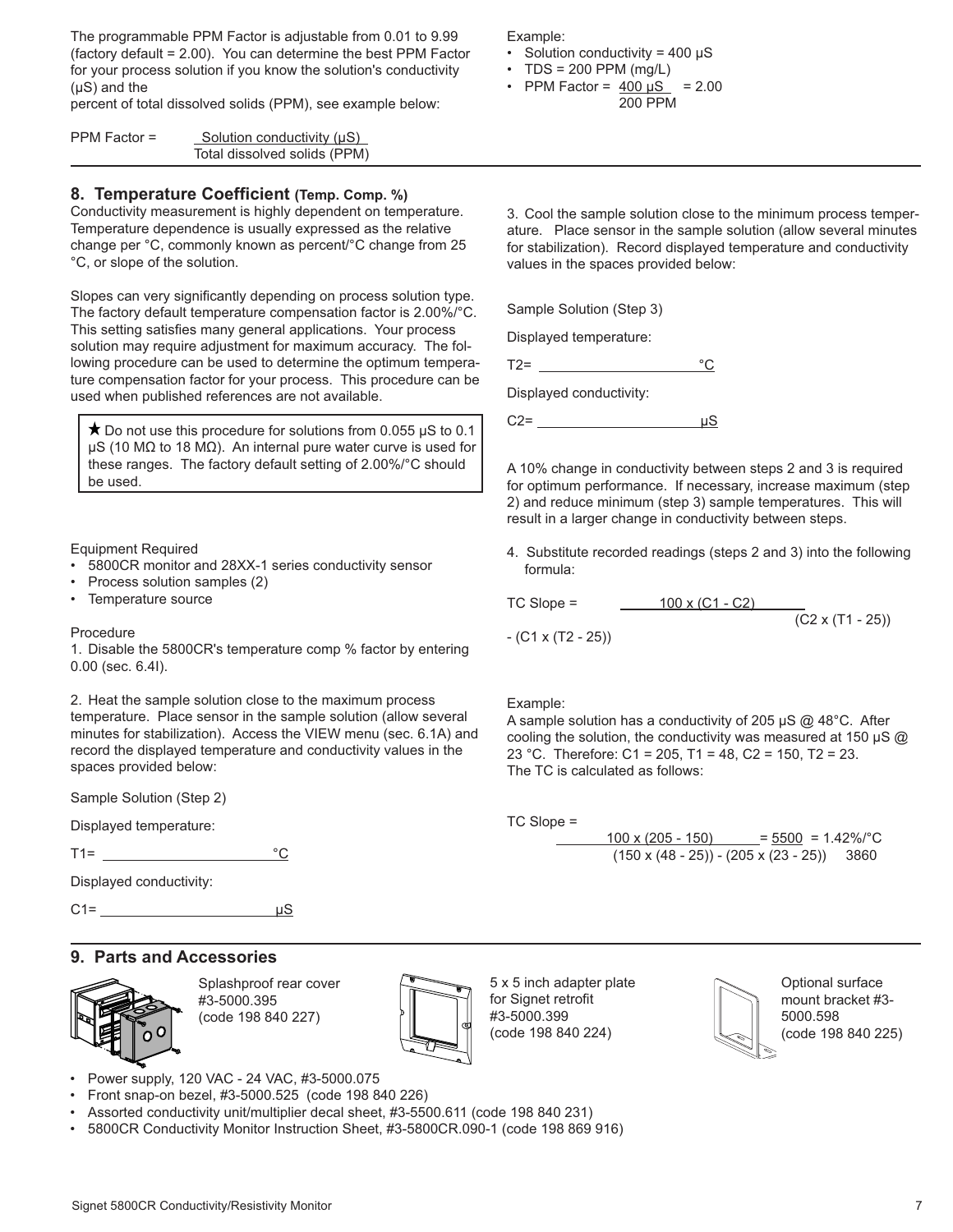The programmable PPM Factor is adjustable from 0.01 to 9.99 (factory default = 2.00). You can determine the best PPM Factor for your process solution if you know the solution's conductivity (μS) and the percent of total dissolved solids (PPM), see example below:

$$\text{PPM Factor} = \frac{\text{Solution conductivity (μS)}}{\text{Total dissolved solids (PPM)}}$$

Example:

- Solution conductivity = 400 μS
- TDS = 200 PPM (mg/L)
- PPM Factor = $\frac{400\ \mu S}{200\ PPM} = 2.00$

## 8. Temperature Coefficient (Temp. Comp. %)

Conductivity measurement is highly dependent on temperature. Temperature dependence is usually expressed as the relative change per °C, commonly known as percent/°C change from 25 °C, or slope of the solution.

Slopes can very significantly depending on process solution type. The factory default temperature compensation factor is 2.00%/°C. This setting satisfies many general applications. Your process solution may require adjustment for maximum accuracy. The following procedure can be used to determine the optimum temperature compensation factor for your process. This procedure can be used when published references are not available.

> ★ Do not use this procedure for solutions from 0.055 μS to 0.1 μS (10 MΩ to 18 MΩ). An internal pure water curve is used for these ranges. The factory default setting of 2.00%/°C should be used.

Equipment Required

- 5800CR monitor and 28XX-1 series conductivity sensor
- Process solution samples (2)
- Temperature source

Procedure

1. Disable the 5800CR's temperature comp % factor by entering 0.00 (sec. 6.4I).

2. Heat the sample solution close to the maximum process temperature. Place sensor in the sample solution (allow several minutes for stabilization). Access the VIEW menu (sec. 6.1A) and record the displayed temperature and conductivity values in the spaces provided below:

Sample Solution (Step 2)

Displayed temperature:

T1= ____________________ °C

Displayed conductivity:

C1= ____________________ μS

3. Cool the sample solution close to the minimum process temperature. Place sensor in the sample solution (allow several minutes for stabilization). Record displayed temperature and conductivity values in the spaces provided below:

Sample Solution (Step 3)

Displayed temperature:

T2= ____________________ °C

Displayed conductivity:

C2= ____________________ μS

A 10% change in conductivity between steps 2 and 3 is required for optimum performance. If necessary, increase maximum (step 2) and reduce minimum (step 3) sample temperatures. This will result in a larger change in conductivity between steps.

4. Substitute recorded readings (steps 2 and 3) into the following formula:

$$\text{TC Slope} = \frac{100 \times (C1 - C2)}{(C2 \times (T1 - 25)) - (C1 \times (T2 - 25))}$$

Example:
A sample solution has a conductivity of 205 μS @ 48°C. After cooling the solution, the conductivity was measured at 150 μS @ 23 °C. Therefore: C1 = 205, T1 = 48, C2 = 150, T2 = 23.
The TC is calculated as follows:

$$\text{TC Slope} = \frac{100 \times (205 - 150)}{(150 \times (48 - 25)) - (205 \times (23 - 25))} = \frac{5500}{3860} = 1.42\%/°C$$

## 9. Parts and Accessories

Splashproof rear cover #3-5000.395 (code 198 840 227)

5 x 5 inch adapter plate for Signet retrofit #3-5000.399 (code 198 840 224)

Optional surface mount bracket #3-5000.598 (code 198 840 225)

- Power supply, 120 VAC - 24 VAC, #3-5000.075
- Front snap-on bezel, #3-5000.525 (code 198 840 226)
- Assorted conductivity unit/multiplier decal sheet, #3-5500.611 (code 198 840 231)
- 5800CR Conductivity Monitor Instruction Sheet, #3-5800CR.090-1 (code 198 869 916)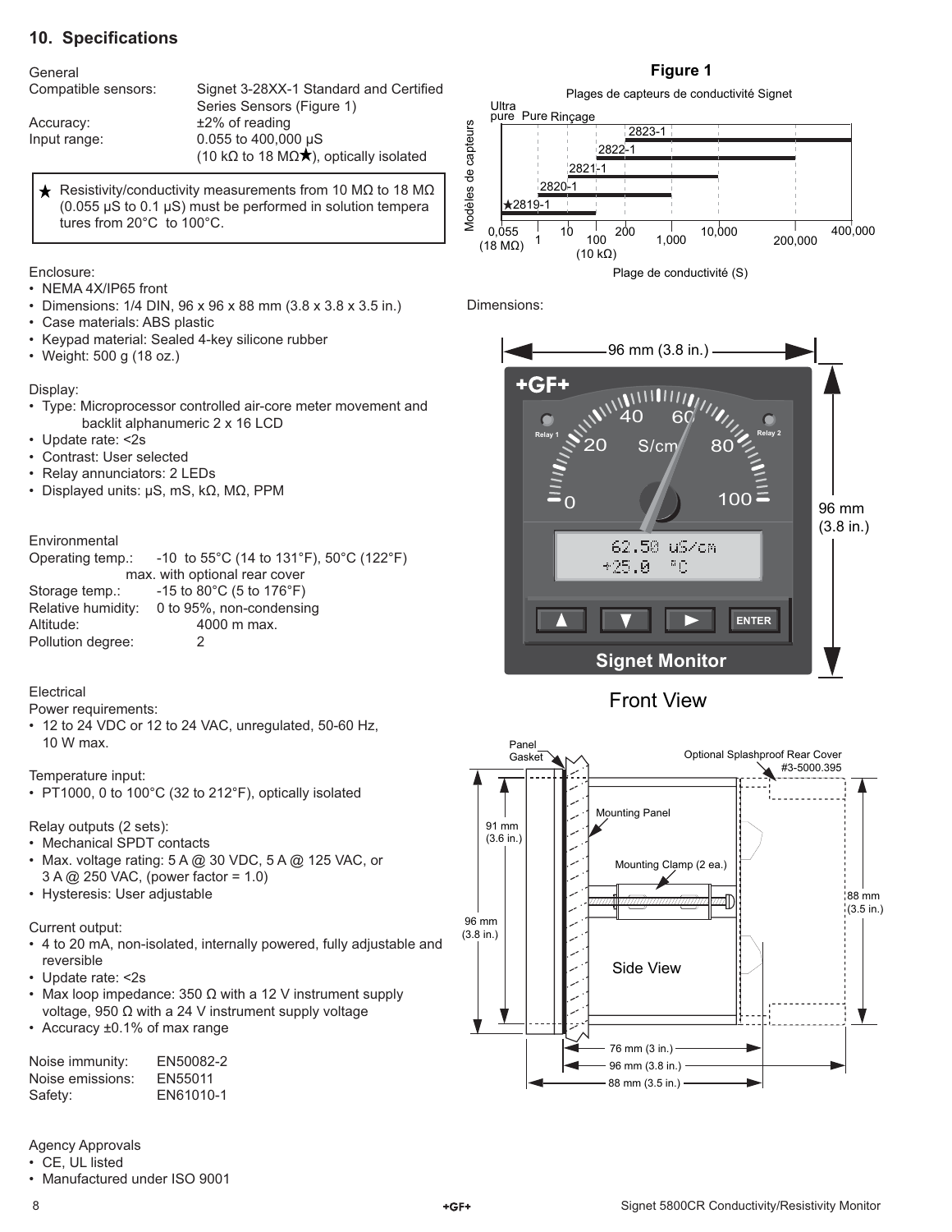## 10. Specifications

General

| | |
|---|---|
| Compatible sensors: | Signet 3-28XX-1 Standard and Certified Series Sensors (Figure 1) |
| Accuracy: | ±2% of reading |
| Input range: | 0.055 to 400,000 μS (10 kΩ to 18 MΩ★), optically isolated |

★ Resistivity/conductivity measurements from 10 MΩ to 18 MΩ (0.055 μS to 0.1 μS) must be performed in solution temperatures from 20°C to 100°C.

Enclosure:

- NEMA 4X/IP65 front
- Dimensions: 1/4 DIN, 96 x 96 x 88 mm (3.8 x 3.8 x 3.5 in.)
- Case materials: ABS plastic
- Keypad material: Sealed 4-key silicone rubber
- Weight: 500 g (18 oz.)

Display:

- Type: Microprocessor controlled air-core meter movement and backlit alphanumeric 2 x 16 LCD
- Update rate: <2s
- Contrast: User selected
- Relay annunciators: 2 LEDs
- Displayed units: μS, mS, kΩ, MΩ, PPM

Environmental

| | |
|---|---|
| Operating temp.: | -10 to 55°C (14 to 131°F), 50°C (122°F) max. with optional rear cover |
| Storage temp.: | -15 to 80°C (5 to 176°F) |
| Relative humidity: | 0 to 95%, non-condensing |
| Altitude: | 4000 m max. |
| Pollution degree: | 2 |

Electrical

Power requirements:

- 12 to 24 VDC or 12 to 24 VAC, unregulated, 50-60 Hz, 10 W max.

Temperature input:

- PT1000, 0 to 100°C (32 to 212°F), optically isolated

Relay outputs (2 sets):

- Mechanical SPDT contacts
- Max. voltage rating: 5 A @ 30 VDC, 5 A @ 125 VAC, or 3 A @ 250 VAC, (power factor = 1.0)
- Hysteresis: User adjustable

Current output:

- 4 to 20 mA, non-isolated, internally powered, fully adjustable and reversible
- Update rate: <2s
- Max loop impedance: 350 Ω with a 12 V instrument supply voltage, 950 Ω with a 24 V instrument supply voltage
- Accuracy ±0.1% of max range

| | |
|---|---|
| Noise immunity: | EN50082-2 |
| Noise emissions: | EN55011 |
| Safety: | EN61010-1 |

Agency Approvals

- CE, UL listed
- Manufactured under ISO 9001

**Figure 1**

Plages de capteurs de conductivité Signet

Modèles de capteurs: Ultra pure, Pure, Rinçage; 2819-1★, 2820-1, 2821-1, 2822-1, 2823-1

Plage de conductivité (S): 0,055 (18 MΩ), 1, 10, 100 (10 kΩ), 200, 1,000, 10,000, 200,000, 400,000

Dimensions:

96 mm (3.8 in.) × 96 mm (3.8 in.)

Relay 1, Relay 2, S/cm, 62.50 uS/cm, +25.0 °C, ENTER, Signet Monitor

Front View

Panel Gasket, Mounting Panel, Mounting Clamp (2 ea.), Optional Splashproof Rear Cover #3-5000.395

91 mm (3.6 in.), 96 mm (3.8 in.), 88 mm (3.5 in.), 76 mm (3 in.), 96 mm (3.8 in.), 88 mm (3.5 in.)

Side View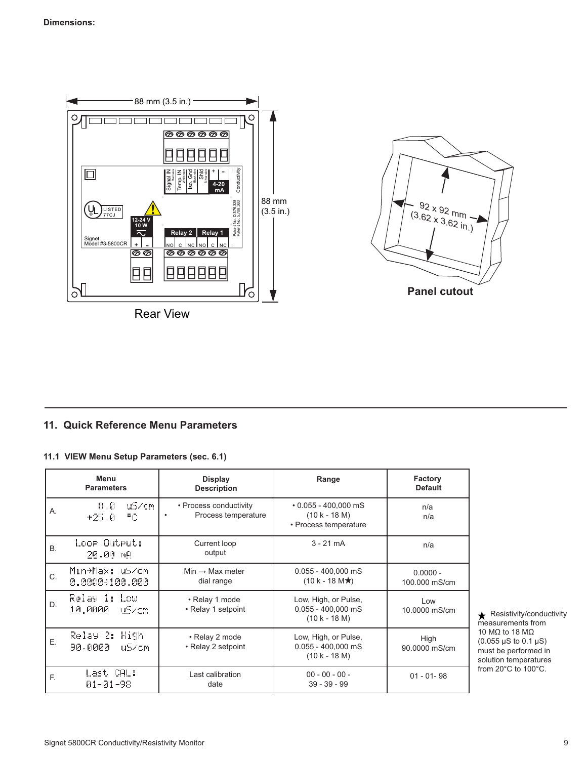**Dimensions:**

88 mm (3.5 in.)

88 mm (3.5 in.)

Rear View

92 x 92 mm (3.62 x 3.62 in.)

**Panel cutout**

## 11. Quick Reference Menu Parameters

### 11.1 VIEW Menu Setup Parameters (sec. 6.1)

| | Menu Parameters | Display Description | Range | Factory Default |
|---|---|---|---|---|
| A. | 0.0 uS/cm<br>+25.0 °C | • Process conductivity<br>• Process temperature | • 0.055 - 400,000 mS<br>(10 k - 18 M)<br>• Process temperature | n/a<br>n/a |
| B. | Loop Output:<br>20.00 mA | Current loop output | 3 - 21 mA | n/a |
| C. | Min→Max: uS/cm<br>0.0000→100.000 | Min → Max meter dial range | 0.055 - 400,000 mS<br>(10 k - 18 M★) | 0.0000 - 100.000 mS/cm |
| D. | Relay 1: Low<br>10.0000 uS/cm | • Relay 1 mode<br>• Relay 1 setpoint | Low, High, or Pulse,<br>0.055 - 400,000 mS<br>(10 k - 18 M) | Low<br>10.0000 mS/cm |
| E. | Relay 2: High<br>90.0000 uS/cm | • Relay 2 mode<br>• Relay 2 setpoint | Low, High, or Pulse,<br>0.055 - 400,000 mS<br>(10 k - 18 M) | High<br>90.0000 mS/cm |
| F. | Last CAL:<br>01-01-98 | Last calibration date | 00 - 00 - 00 -<br>39 - 39 - 99 | 01 - 01- 98 |

★ Resistivity/conductivity measurements from 10 MΩ to 18 MΩ (0.055 µS to 0.1 µS) must be performed in solution temperatures from 20°C to 100°C.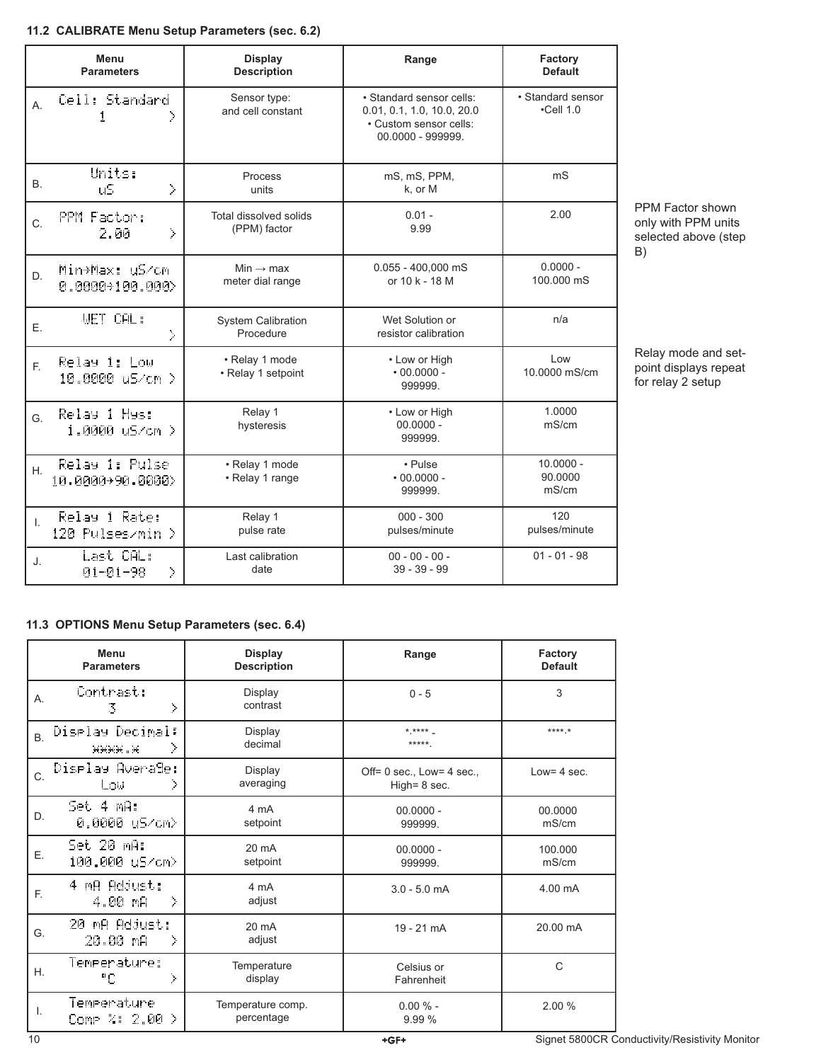### 11.2 CALIBRATE Menu Setup Parameters (sec. 6.2)

| Menu Parameters | Display Description | Range | Factory Default |
|---|---|---|---|
| A. Cell: Standard 1 > | Sensor type: and cell constant | • Standard sensor cells: 0.01, 0.1, 1.0, 10.0, 20.0 • Custom sensor cells: 00.0000 - 999999. | • Standard sensor •Cell 1.0 |
| B. Units: uS > | Process units | mS, mS, PPM, k, or M | mS |
| C. PPM Factor: 2.00 > | Total dissolved solids (PPM) factor | 0.01 - 9.99 | 2.00 |
| D. Min→Max: uS/cm 0.0000→100.000> | Min → max meter dial range | 0.055 - 400,000 mS or 10 k - 18 M | 0.0000 - 100.000 mS |
| E. WET CAL: > | System Calibration Procedure | Wet Solution or resistor calibration | n/a |
| F. Relay 1: Low 10.0000 uS/cm > | • Relay 1 mode • Relay 1 setpoint | • Low or High • 00.0000 - 999999. | Low 10.0000 mS/cm |
| G. Relay 1 Hys: 1.0000 uS/cm > | Relay 1 hysteresis | • Low or High 00.0000 - 999999. | 1.0000 mS/cm |
| H. Relay 1: Pulse 10.0000→90.0000> | • Relay 1 mode • Relay 1 range | • Pulse • 00.0000 - 999999. | 10.0000 - 90.0000 mS/cm |
| I. Relay 1 Rate: 120 Pulses/min > | Relay 1 pulse rate | 000 - 300 pulses/minute | 120 pulses/minute |
| J. Last CAL: 01-01-98 > | Last calibration date | 00 - 00 - 00 - 39 - 39 - 99 | 01 - 01 - 98 |

PPM Factor shown only with PPM units selected above (step B)

Relay mode and set-point displays repeat for relay 2 setup

### 11.3 OPTIONS Menu Setup Parameters (sec. 6.4)

| Menu Parameters | Display Description | Range | Factory Default |
|---|---|---|---|
| A. Contrast: 3 > | Display contrast | 0 - 5 | 3 |
| B. Display Decimal: ****.* > | Display decimal | *.**** - *****. | ****.* |
| C. Display Average: Low > | Display averaging | Off= 0 sec., Low= 4 sec., High= 8 sec. | Low= 4 sec. |
| D. Set 4 mA: 0.0000 uS/cm> | 4 mA setpoint | 00.0000 - 999999. | 00.0000 mS/cm |
| E. Set 20 mA: 100.000 uS/cm> | 20 mA setpoint | 00.0000 - 999999. | 100.000 mS/cm |
| F. 4 mA Adjust: 4.00 mA > | 4 mA adjust | 3.0 - 5.0 mA | 4.00 mA |
| G. 20 mA Adjust: 20.00 mA > | 20 mA adjust | 19 - 21 mA | 20.00 mA |
| H. Temperature: °C > | Temperature display | Celsius or Fahrenheit | C |
| I. Temperature Comp %: 2.00 > | Temperature comp. percentage | 0.00 % - 9.99 % | 2.00 % |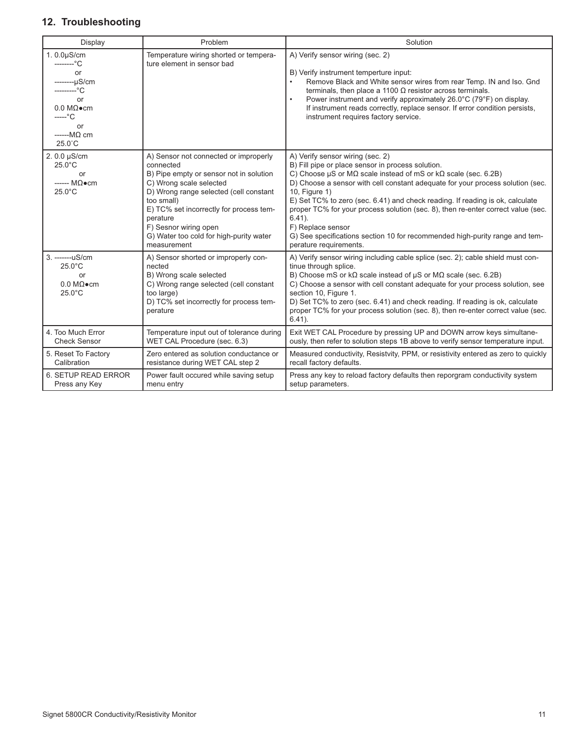## 12. Troubleshooting

| Display | Problem | Solution |
|---|---|---|
| 1. 0.0µS/cm<br>--------°C<br>or<br>--------µS/cm<br>---------°C<br>or<br>0.0 MΩ•cm<br>-----°C<br>or<br>------MΩ cm<br>25.0˚C | Temperature wiring shorted or temperature element in sensor bad | A) Verify sensor wiring (sec. 2)<br><br>B) Verify instrument temperture input:<br>• Remove Black and White sensor wires from rear Temp. IN and Iso. Gnd terminals, then place a 1100 Ω resistor across terminals.<br>• Power instrument and verify approximately 26.0°C (79°F) on display. If instrument reads correctly, replace sensor. If error condition persists, instrument requires factory service. |
| 2. 0.0 µS/cm<br>25.0°C<br>or<br>------ MΩ•cm<br>25.0°C | A) Sensor not connected or improperly connected<br>B) Pipe empty or sensor not in solution<br>C) Wrong scale selected<br>D) Wrong range selected (cell constant too small)<br>E) TC% set incorrectly for process temperature<br>F) Sesnor wiring open<br>G) Water too cold for high-purity water measurement | A) Verify sensor wiring (sec. 2)<br>B) Fill pipe or place sensor in process solution.<br>C) Choose µS or MΩ scale instead of mS or kΩ scale (sec. 6.2B)<br>D) Choose a sensor with cell constant adequate for your process solution (sec. 10, Figure 1)<br>E) Set TC% to zero (sec. 6.41) and check reading. If reading is ok, calculate proper TC% for your process solution (sec. 8), then re-enter correct value (sec. 6.41).<br>F) Replace sensor<br>G) See specifications section 10 for recommended high-purity range and temperature requirements. |
| 3. -------uS/cm<br>25.0°C<br>or<br>0.0 MΩ•cm<br>25.0°C | A) Sensor shorted or improperly connected<br>B) Wrong scale selected<br>C) Wrong range selected (cell constant too large)<br>D) TC% set incorrectly for process temperature | A) Verify sensor wiring including cable splice (sec. 2); cable shield must continue through splice.<br>B) Choose mS or kΩ scale instead of µS or MΩ scale (sec. 6.2B)<br>C) Choose a sensor with cell constant adequate for your process solution, see section 10, Figure 1.<br>D) Set TC% to zero (sec. 6.41) and check reading. If reading is ok, calculate proper TC% for your process solution (sec. 8), then re-enter correct value (sec. 6.41). |
| 4. Too Much Error Check Sensor | Temperature input out of tolerance during WET CAL Procedure (sec. 6.3) | Exit WET CAL Procedure by pressing UP and DOWN arrow keys simultaneously, then refer to solution steps 1B above to verify sensor temperature input. |
| 5. Reset To Factory Calibration | Zero entered as solution conductance or resistance during WET CAL step 2 | Measured conductivity, Resistvity, PPM, or resistivity entered as zero to quickly recall factory defaults. |
| 6. SETUP READ ERROR Press any Key | Power fault occured while saving setup menu entry | Press any key to reload factory defaults then reporgram conductivity system setup parameters. |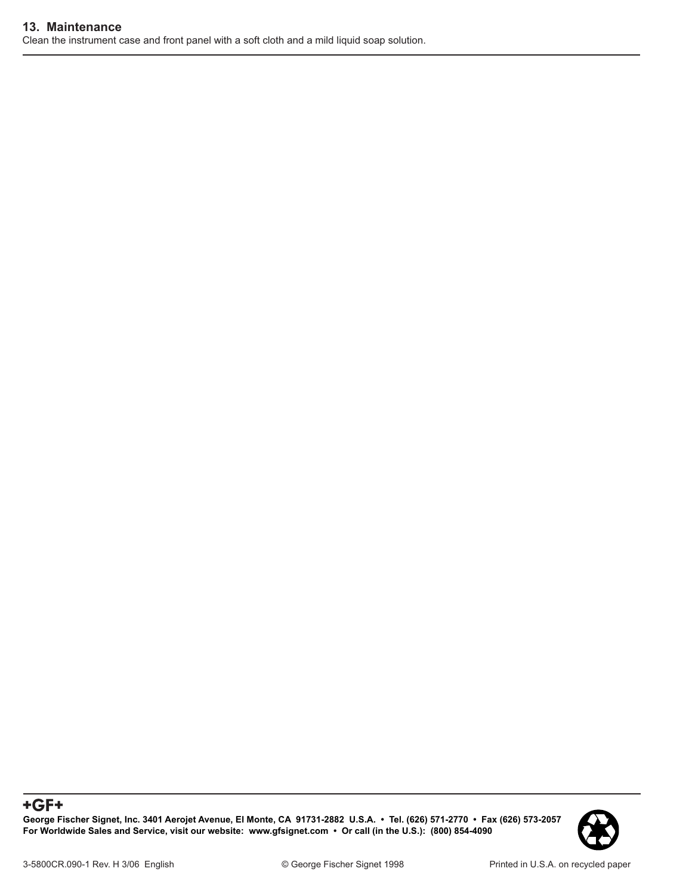## 13. Maintenance

Clean the instrument case and front panel with a soft cloth and a mild liquid soap solution.

+GF+

**George Fischer Signet, Inc. 3401 Aerojet Avenue, El Monte, CA 91731-2882 U.S.A. • Tel. (626) 571-2770 • Fax (626) 573-2057**
**For Worldwide Sales and Service, visit our website: www.gfsignet.com • Or call (in the U.S.): (800) 854-4090**

3-5800CR.090-1 Rev. H 3/06 English © George Fischer Signet 1998 Printed in U.S.A. on recycled paper